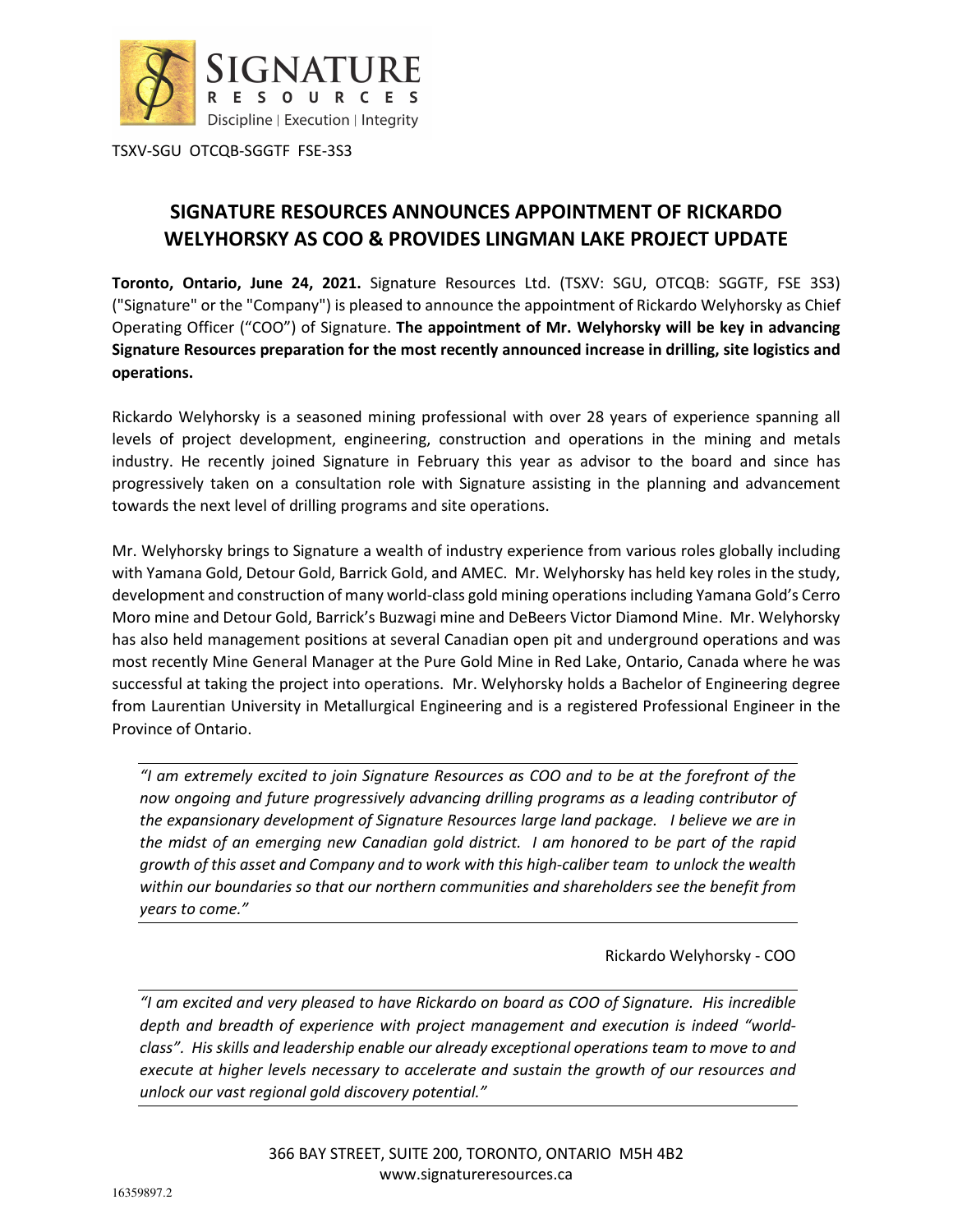TSXV-SGU OTCQB-SGGTF FSE-3S3

# SIGNATURE RESOURCES ANNOUNCES APPOINTMENT OF RICKARDO WELYHORSKY AS COO & PROVIDES LINGMAN LAKE PROJECT UPDATE

**Toronto, Ontario, June 24, 2021.** Signature Resources Ltd. (TSXV: SGU, OTCQB: SGGTF, FSE 3S3) ("Signature" or the "Company") is pleased to announce the appointment of Rickardo Welyhorsky as Chief Operating Officer ("COO") of Signature. **The appointment of Mr. Welyhorsky will be key in advancing Signature Resources preparation for the most recently announced increase in drilling, site logistics and operations.**

Rickardo Welyhorsky is a seasoned mining professional with over 28 years of experience spanning all levels of project development, engineering, construction and operations in the mining and metals industry. He recently joined Signature in February this year as advisor to the board and since has progressively taken on a consultation role with Signature assisting in the planning and advancement towards the next level of drilling programs and site operations.

Mr. Welyhorsky brings to Signature a wealth of industry experience from various roles globally including with Yamana Gold, Detour Gold, Barrick Gold, and AMEC. Mr. Welyhorsky has held key roles in the study, development and construction of many world-class gold mining operations including Yamana Gold's Cerro Moro mine and Detour Gold, Barrick's Buzwagi mine and DeBeers Victor Diamond Mine. Mr. Welyhorsky has also held management positions at several Canadian open pit and underground operations and was most recently Mine General Manager at the Pure Gold Mine in Red Lake, Ontario, Canada where he was successful at taking the project into operations. Mr. Welyhorsky holds a Bachelor of Engineering degree from Laurentian University in Metallurgical Engineering and is a registered Professional Engineer in the Province of Ontario.

*"I am extremely excited to join Signature Resources as COO and to be at the forefront of the now ongoing and future progressively advancing drilling programs as a leading contributor of the expansionary development of Signature Resources large land package. I believe we are in the midst of an emerging new Canadian gold district. I am honored to be part of the rapid growth of this asset and Company and to work with this high-caliber team to unlock the wealth within our boundaries so that our northern communities and shareholders see the benefit from years to come."*

Rickardo Welyhorsky - COO

*"I am excited and very pleased to have Rickardo on board as COO of Signature. His incredible depth and breadth of experience with project management and execution is indeed "world-class". His skills and leadership enable our already exceptional operations team to move to and execute at higher levels necessary to accelerate and sustain the growth of our resources and unlock our vast regional gold discovery potential."*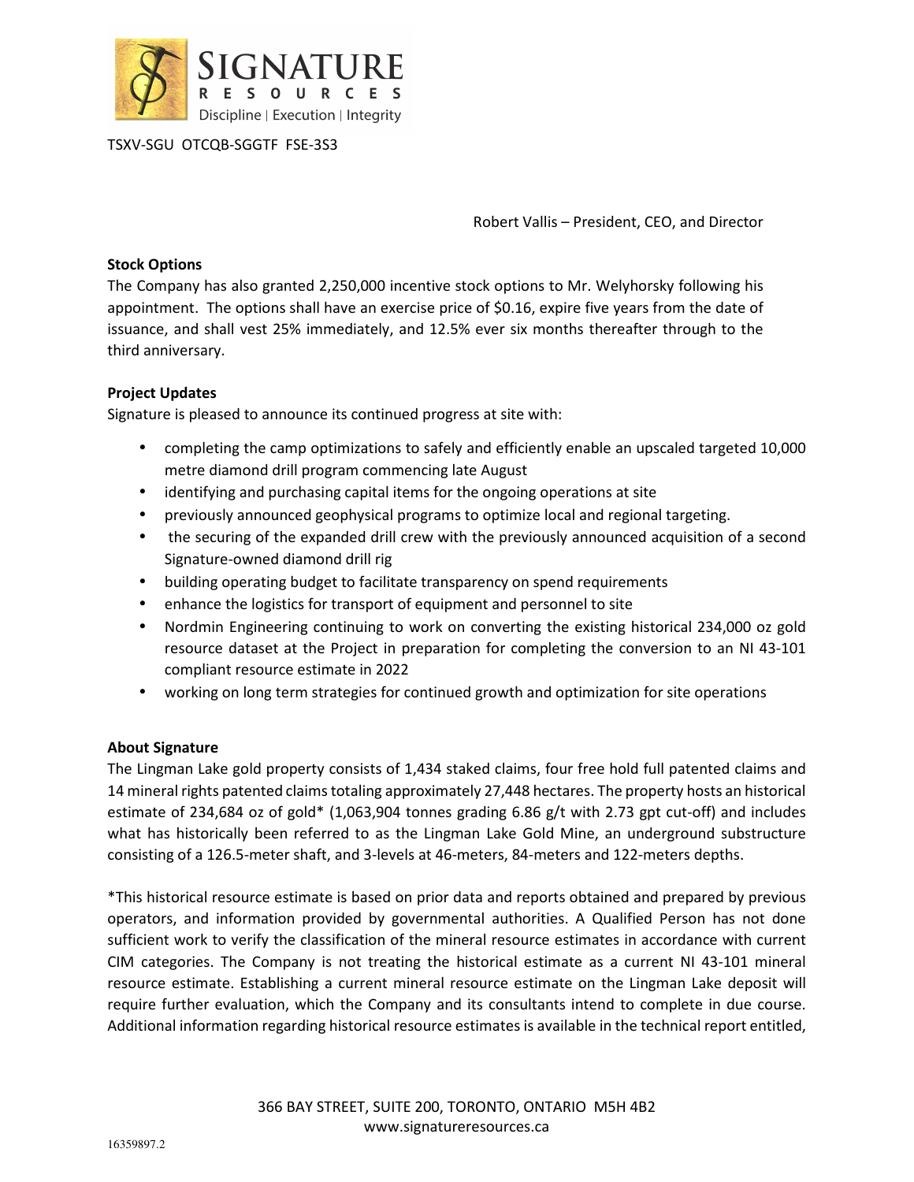TSXV-SGU OTCQB-SGGTF FSE-3S3

Robert Vallis – President, CEO, and Director

**Stock Options**

The Company has also granted 2,250,000 incentive stock options to Mr. Welyhorsky following his appointment. The options shall have an exercise price of $0.16, expire five years from the date of issuance, and shall vest 25% immediately, and 12.5% ever six months thereafter through to the third anniversary.

**Project Updates**

Signature is pleased to announce its continued progress at site with:

- completing the camp optimizations to safely and efficiently enable an upscaled targeted 10,000 metre diamond drill program commencing late August
- identifying and purchasing capital items for the ongoing operations at site
- previously announced geophysical programs to optimize local and regional targeting.
- the securing of the expanded drill crew with the previously announced acquisition of a second Signature-owned diamond drill rig
- building operating budget to facilitate transparency on spend requirements
- enhance the logistics for transport of equipment and personnel to site
- Nordmin Engineering continuing to work on converting the existing historical 234,000 oz gold resource dataset at the Project in preparation for completing the conversion to an NI 43-101 compliant resource estimate in 2022
- working on long term strategies for continued growth and optimization for site operations

**About Signature**

The Lingman Lake gold property consists of 1,434 staked claims, four free hold full patented claims and 14 mineral rights patented claims totaling approximately 27,448 hectares. The property hosts an historical estimate of 234,684 oz of gold* (1,063,904 tonnes grading 6.86 g/t with 2.73 gpt cut-off) and includes what has historically been referred to as the Lingman Lake Gold Mine, an underground substructure consisting of a 126.5-meter shaft, and 3-levels at 46-meters, 84-meters and 122-meters depths.

*This historical resource estimate is based on prior data and reports obtained and prepared by previous operators, and information provided by governmental authorities. A Qualified Person has not done sufficient work to verify the classification of the mineral resource estimates in accordance with current CIM categories. The Company is not treating the historical estimate as a current NI 43-101 mineral resource estimate. Establishing a current mineral resource estimate on the Lingman Lake deposit will require further evaluation, which the Company and its consultants intend to complete in due course. Additional information regarding historical resource estimates is available in the technical report entitled,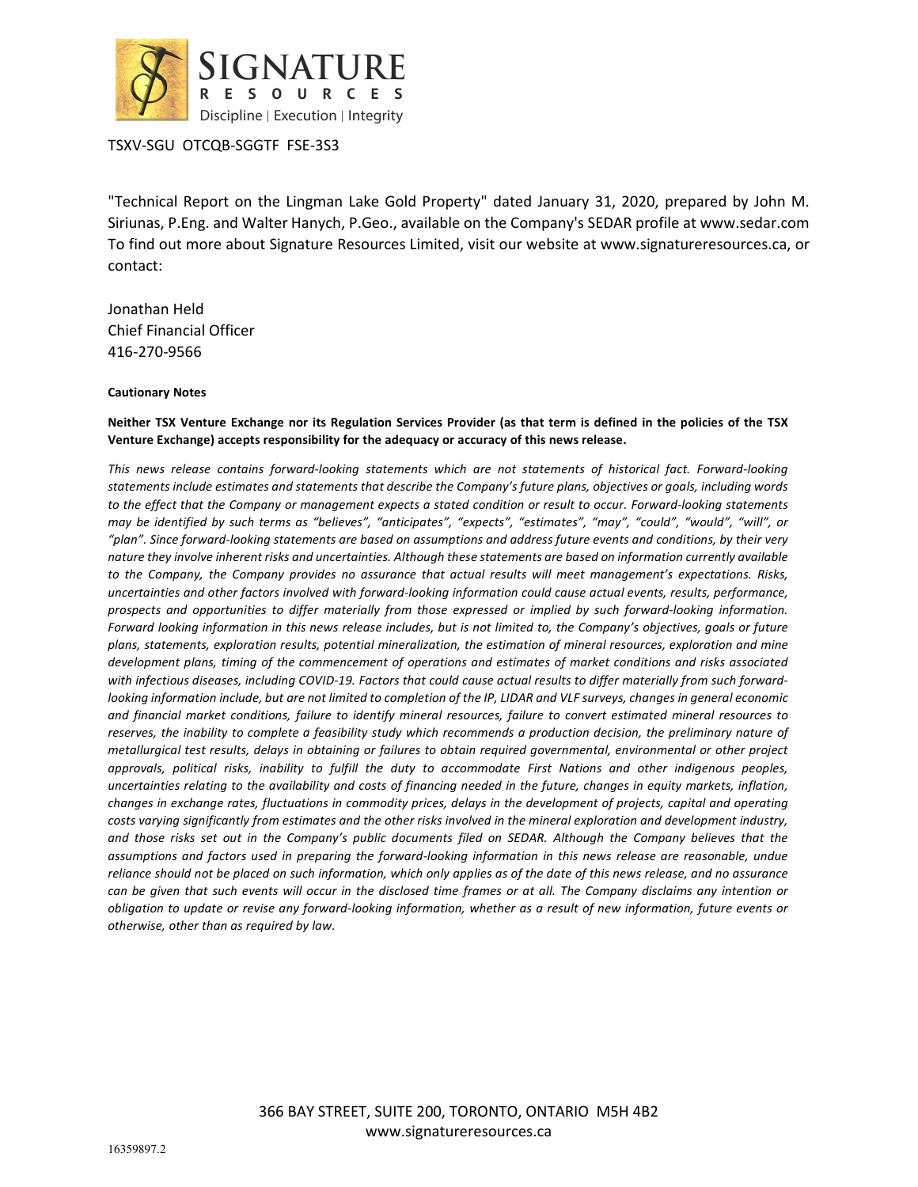TSXV-SGU OTCQB-SGGTF FSE-3S3

"Technical Report on the Lingman Lake Gold Property" dated January 31, 2020, prepared by John M. Siriunas, P.Eng. and Walter Hanych, P.Geo., available on the Company's SEDAR profile at www.sedar.com To find out more about Signature Resources Limited, visit our website at www.signatureresources.ca, or contact:

Jonathan Held
Chief Financial Officer
416-270-9566

**Cautionary Notes**

**Neither TSX Venture Exchange nor its Regulation Services Provider (as that term is defined in the policies of the TSX Venture Exchange) accepts responsibility for the adequacy or accuracy of this news release.**

*This news release contains forward-looking statements which are not statements of historical fact. Forward-looking statements include estimates and statements that describe the Company's future plans, objectives or goals, including words to the effect that the Company or management expects a stated condition or result to occur. Forward-looking statements may be identified by such terms as "believes", "anticipates", "expects", "estimates", "may", "could", "would", "will", or "plan". Since forward-looking statements are based on assumptions and address future events and conditions, by their very nature they involve inherent risks and uncertainties. Although these statements are based on information currently available to the Company, the Company provides no assurance that actual results will meet management's expectations. Risks, uncertainties and other factors involved with forward-looking information could cause actual events, results, performance, prospects and opportunities to differ materially from those expressed or implied by such forward-looking information. Forward looking information in this news release includes, but is not limited to, the Company's objectives, goals or future plans, statements, exploration results, potential mineralization, the estimation of mineral resources, exploration and mine development plans, timing of the commencement of operations and estimates of market conditions and risks associated with infectious diseases, including COVID-19. Factors that could cause actual results to differ materially from such forward-looking information include, but are not limited to completion of the IP, LIDAR and VLF surveys, changes in general economic and financial market conditions, failure to identify mineral resources, failure to convert estimated mineral resources to reserves, the inability to complete a feasibility study which recommends a production decision, the preliminary nature of metallurgical test results, delays in obtaining or failures to obtain required governmental, environmental or other project approvals, political risks, inability to fulfill the duty to accommodate First Nations and other indigenous peoples, uncertainties relating to the availability and costs of financing needed in the future, changes in equity markets, inflation, changes in exchange rates, fluctuations in commodity prices, delays in the development of projects, capital and operating costs varying significantly from estimates and the other risks involved in the mineral exploration and development industry, and those risks set out in the Company's public documents filed on SEDAR. Although the Company believes that the assumptions and factors used in preparing the forward-looking information in this news release are reasonable, undue reliance should not be placed on such information, which only applies as of the date of this news release, and no assurance can be given that such events will occur in the disclosed time frames or at all. The Company disclaims any intention or obligation to update or revise any forward-looking information, whether as a result of new information, future events or otherwise, other than as required by law.*